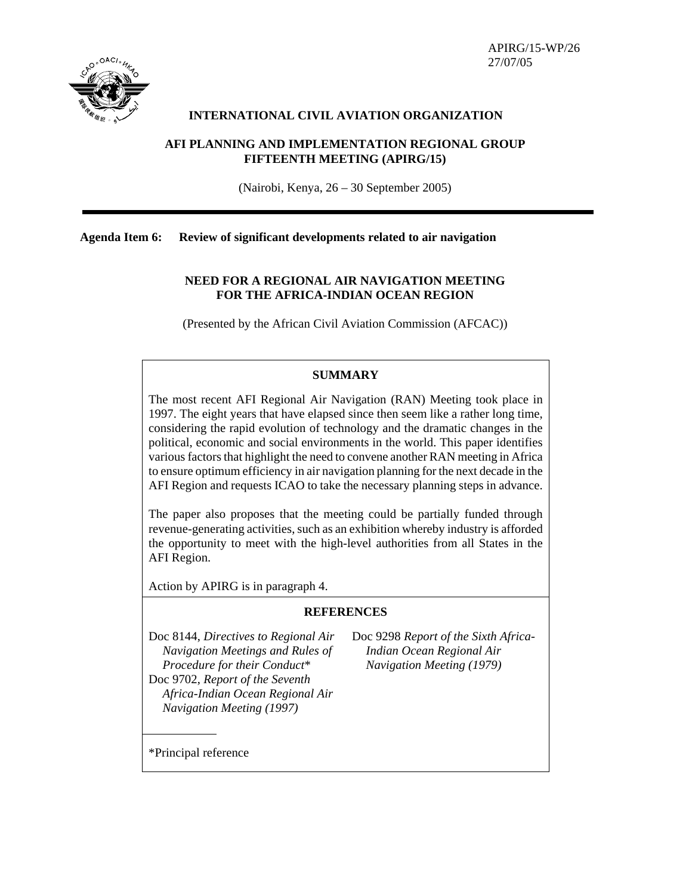APIRG/15-WP/26
27/07/05

**INTERNATIONAL CIVIL AVIATION ORGANIZATION**

**AFI PLANNING AND IMPLEMENTATION REGIONAL GROUP FIFTEENTH MEETING (APIRG/15)**

(Nairobi, Kenya, 26 – 30 September 2005)

---

**Agenda Item 6: Review of significant developments related to air navigation**

# NEED FOR A REGIONAL AIR NAVIGATION MEETING FOR THE AFRICA-INDIAN OCEAN REGION

(Presented by the African Civil Aviation Commission (AFCAC))

## SUMMARY

The most recent AFI Regional Air Navigation (RAN) Meeting took place in 1997. The eight years that have elapsed since then seem like a rather long time, considering the rapid evolution of technology and the dramatic changes in the political, economic and social environments in the world. This paper identifies various factors that highlight the need to convene another RAN meeting in Africa to ensure optimum efficiency in air navigation planning for the next decade in the AFI Region and requests ICAO to take the necessary planning steps in advance.

The paper also proposes that the meeting could be partially funded through revenue-generating activities, such as an exhibition whereby industry is afforded the opportunity to meet with the high-level authorities from all States in the AFI Region.

Action by APIRG is in paragraph 4.

## REFERENCES

Doc 8144, *Directives to Regional Air Navigation Meetings and Rules of Procedure for their Conduct*\*

Doc 9702, *Report of the Seventh Africa-Indian Ocean Regional Air Navigation Meeting (1997)*

Doc 9298 *Report of the Sixth Africa-Indian Ocean Regional Air Navigation Meeting (1979)*

\*Principal reference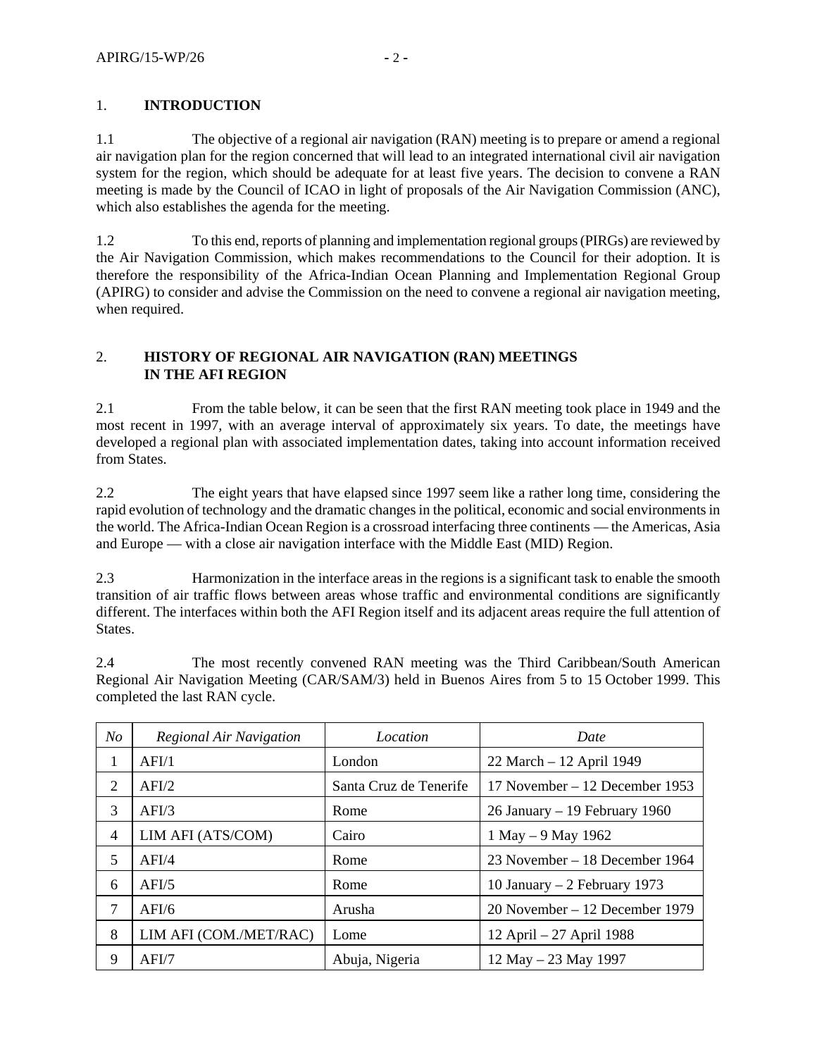## 1. INTRODUCTION

1.1 The objective of a regional air navigation (RAN) meeting is to prepare or amend a regional air navigation plan for the region concerned that will lead to an integrated international civil air navigation system for the region, which should be adequate for at least five years. The decision to convene a RAN meeting is made by the Council of ICAO in light of proposals of the Air Navigation Commission (ANC), which also establishes the agenda for the meeting.

1.2 To this end, reports of planning and implementation regional groups (PIRGs) are reviewed by the Air Navigation Commission, which makes recommendations to the Council for their adoption. It is therefore the responsibility of the Africa-Indian Ocean Planning and Implementation Regional Group (APIRG) to consider and advise the Commission on the need to convene a regional air navigation meeting, when required.

## 2. HISTORY OF REGIONAL AIR NAVIGATION (RAN) MEETINGS IN THE AFI REGION

2.1 From the table below, it can be seen that the first RAN meeting took place in 1949 and the most recent in 1997, with an average interval of approximately six years. To date, the meetings have developed a regional plan with associated implementation dates, taking into account information received from States.

2.2 The eight years that have elapsed since 1997 seem like a rather long time, considering the rapid evolution of technology and the dramatic changes in the political, economic and social environments in the world. The Africa-Indian Ocean Region is a crossroad interfacing three continents — the Americas, Asia and Europe — with a close air navigation interface with the Middle East (MID) Region.

2.3 Harmonization in the interface areas in the regions is a significant task to enable the smooth transition of air traffic flows between areas whose traffic and environmental conditions are significantly different. The interfaces within both the AFI Region itself and its adjacent areas require the full attention of States.

2.4 The most recently convened RAN meeting was the Third Caribbean/South American Regional Air Navigation Meeting (CAR/SAM/3) held in Buenos Aires from 5 to 15 October 1999. This completed the last RAN cycle.

| *No* | *Regional Air Navigation* | *Location* | *Date* |
|---|---|---|---|
| 1 | AFI/1 | London | 22 March – 12 April 1949 |
| 2 | AFI/2 | Santa Cruz de Tenerife | 17 November – 12 December 1953 |
| 3 | AFI/3 | Rome | 26 January – 19 February 1960 |
| 4 | LIM AFI (ATS/COM) | Cairo | 1 May – 9 May 1962 |
| 5 | AFI/4 | Rome | 23 November – 18 December 1964 |
| 6 | AFI/5 | Rome | 10 January – 2 February 1973 |
| 7 | AFI/6 | Arusha | 20 November – 12 December 1979 |
| 8 | LIM AFI (COM./MET/RAC) | Lome | 12 April – 27 April 1988 |
| 9 | AFI/7 | Abuja, Nigeria | 12 May – 23 May 1997 |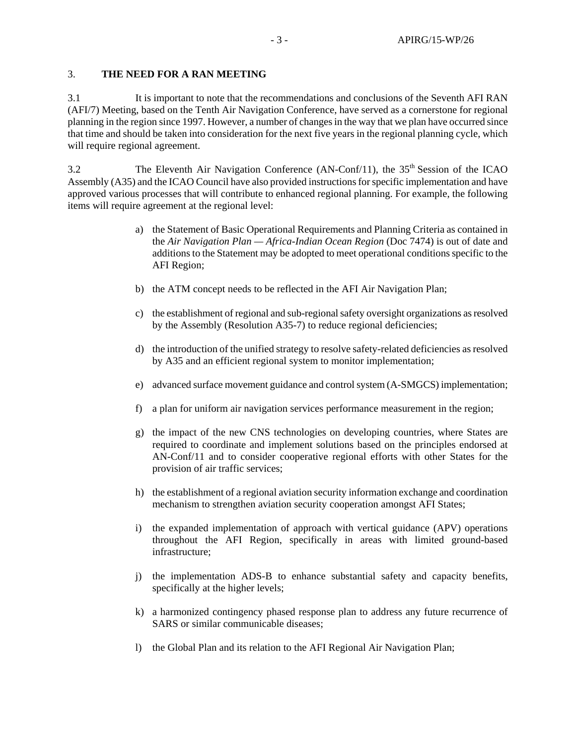## 3. THE NEED FOR A RAN MEETING

3.1 It is important to note that the recommendations and conclusions of the Seventh AFI RAN (AFI/7) Meeting, based on the Tenth Air Navigation Conference, have served as a cornerstone for regional planning in the region since 1997. However, a number of changes in the way that we plan have occurred since that time and should be taken into consideration for the next five years in the regional planning cycle, which will require regional agreement.

3.2 The Eleventh Air Navigation Conference (AN-Conf/11), the 35th Session of the ICAO Assembly (A35) and the ICAO Council have also provided instructions for specific implementation and have approved various processes that will contribute to enhanced regional planning. For example, the following items will require agreement at the regional level:

a) the Statement of Basic Operational Requirements and Planning Criteria as contained in the *Air Navigation Plan — Africa-Indian Ocean Region* (Doc 7474) is out of date and additions to the Statement may be adopted to meet operational conditions specific to the AFI Region;

b) the ATM concept needs to be reflected in the AFI Air Navigation Plan;

c) the establishment of regional and sub-regional safety oversight organizations as resolved by the Assembly (Resolution A35-7) to reduce regional deficiencies;

d) the introduction of the unified strategy to resolve safety-related deficiencies as resolved by A35 and an efficient regional system to monitor implementation;

e) advanced surface movement guidance and control system (A-SMGCS) implementation;

f) a plan for uniform air navigation services performance measurement in the region;

g) the impact of the new CNS technologies on developing countries, where States are required to coordinate and implement solutions based on the principles endorsed at AN-Conf/11 and to consider cooperative regional efforts with other States for the provision of air traffic services;

h) the establishment of a regional aviation security information exchange and coordination mechanism to strengthen aviation security cooperation amongst AFI States;

i) the expanded implementation of approach with vertical guidance (APV) operations throughout the AFI Region, specifically in areas with limited ground-based infrastructure;

j) the implementation ADS-B to enhance substantial safety and capacity benefits, specifically at the higher levels;

k) a harmonized contingency phased response plan to address any future recurrence of SARS or similar communicable diseases;

l) the Global Plan and its relation to the AFI Regional Air Navigation Plan;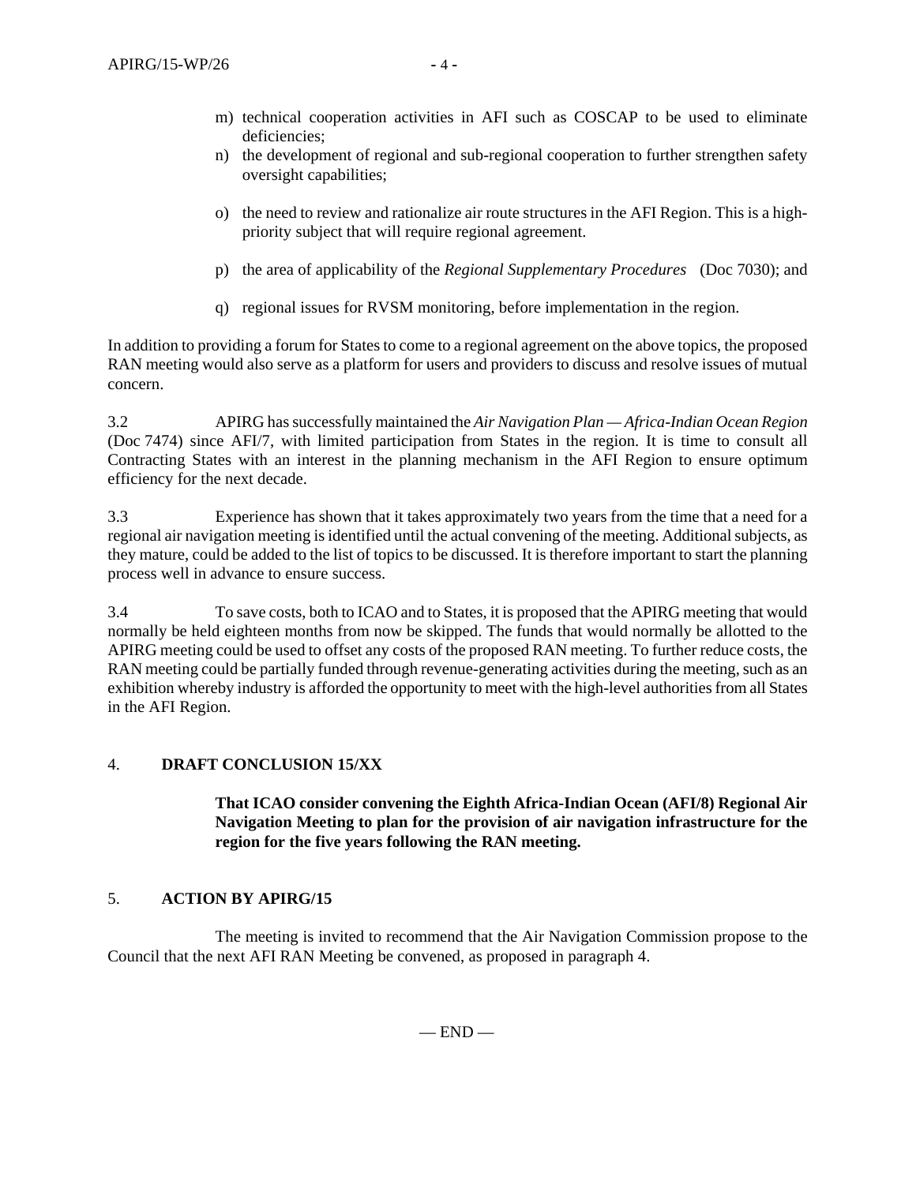m) technical cooperation activities in AFI such as COSCAP to be used to eliminate deficiencies;
n) the development of regional and sub-regional cooperation to further strengthen safety oversight capabilities;
o) the need to review and rationalize air route structures in the AFI Region. This is a high-priority subject that will require regional agreement.
p) the area of applicability of the *Regional Supplementary Procedures* (Doc 7030); and
q) regional issues for RVSM monitoring, before implementation in the region.

In addition to providing a forum for States to come to a regional agreement on the above topics, the proposed RAN meeting would also serve as a platform for users and providers to discuss and resolve issues of mutual concern.

3.2 APIRG has successfully maintained the *Air Navigation Plan — Africa-Indian Ocean Region* (Doc 7474) since AFI/7, with limited participation from States in the region. It is time to consult all Contracting States with an interest in the planning mechanism in the AFI Region to ensure optimum efficiency for the next decade.

3.3 Experience has shown that it takes approximately two years from the time that a need for a regional air navigation meeting is identified until the actual convening of the meeting. Additional subjects, as they mature, could be added to the list of topics to be discussed. It is therefore important to start the planning process well in advance to ensure success.

3.4 To save costs, both to ICAO and to States, it is proposed that the APIRG meeting that would normally be held eighteen months from now be skipped. The funds that would normally be allotted to the APIRG meeting could be used to offset any costs of the proposed RAN meeting. To further reduce costs, the RAN meeting could be partially funded through revenue-generating activities during the meeting, such as an exhibition whereby industry is afforded the opportunity to meet with the high-level authorities from all States in the AFI Region.

## 4. DRAFT CONCLUSION 15/XX

**That ICAO consider convening the Eighth Africa-Indian Ocean (AFI/8) Regional Air Navigation Meeting to plan for the provision of air navigation infrastructure for the region for the five years following the RAN meeting.**

## 5. ACTION BY APIRG/15

The meeting is invited to recommend that the Air Navigation Commission propose to the Council that the next AFI RAN Meeting be convened, as proposed in paragraph 4.

— END —